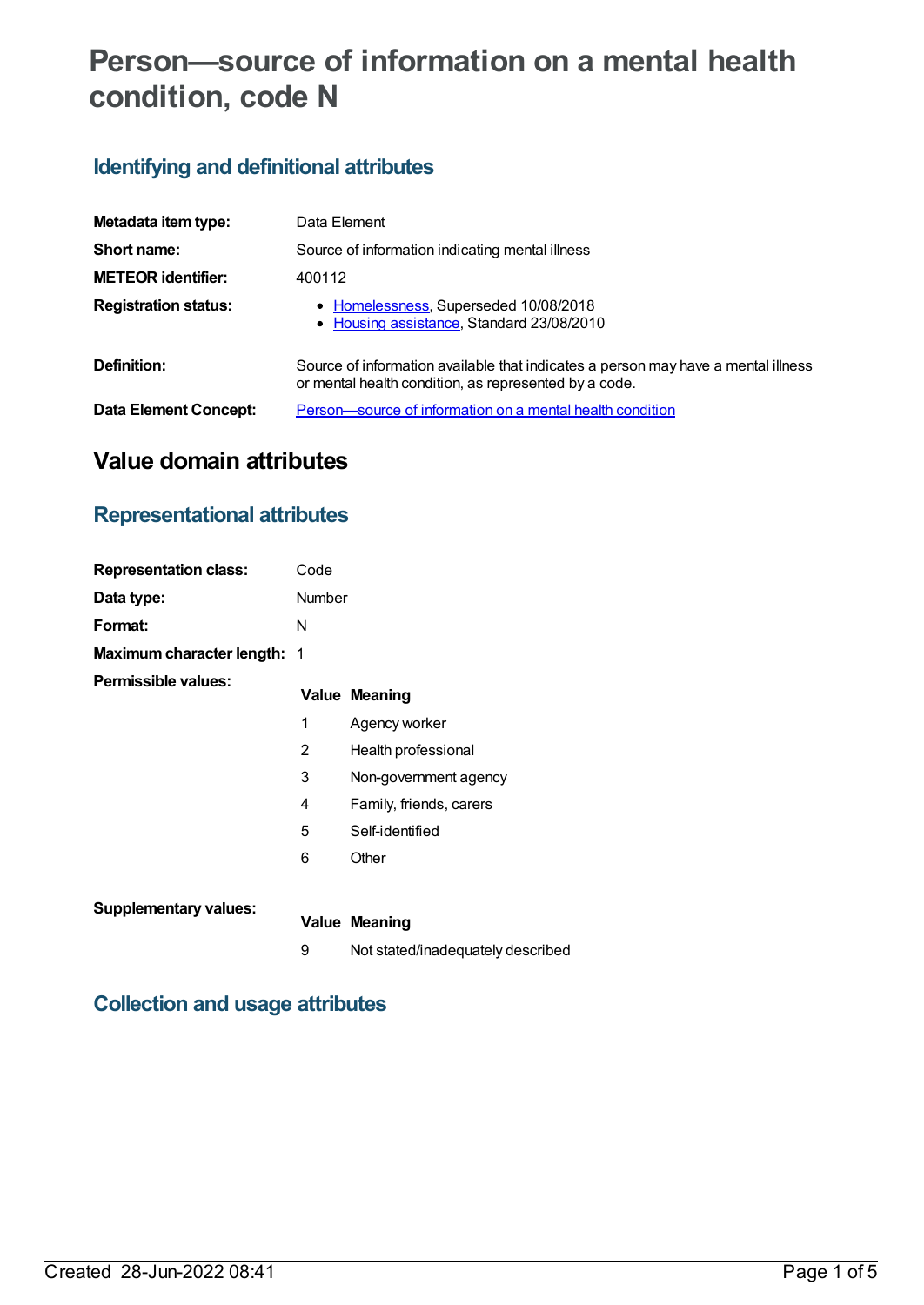# Person—source of information on a mental health condition, code N

## Identifying and definitional attributes

| | |
|---|---|
| **Metadata item type:** | Data Element |
| **Short name:** | Source of information indicating mental illness |
| **METEOR identifier:** | 400112 |
| **Registration status:** | • Homelessness, Superseded 10/08/2018<br>• Housing assistance, Standard 23/08/2010 |
| **Definition:** | Source of information available that indicates a person may have a mental illness or mental health condition, as represented by a code. |
| **Data Element Concept:** | Person—source of information on a mental health condition |

# Value domain attributes

## Representational attributes

| | |
|---|---|
| **Representation class:** | Code |
| **Data type:** | Number |
| **Format:** | N |
| **Maximum character length:** | 1 |

**Permissible values:**

| Value | Meaning |
|---|---|
| 1 | Agency worker |
| 2 | Health professional |
| 3 | Non-government agency |
| 4 | Family, friends, carers |
| 5 | Self-identified |
| 6 | Other |

**Supplementary values:**

| Value | Meaning |
|---|---|
| 9 | Not stated/inadequately described |

## Collection and usage attributes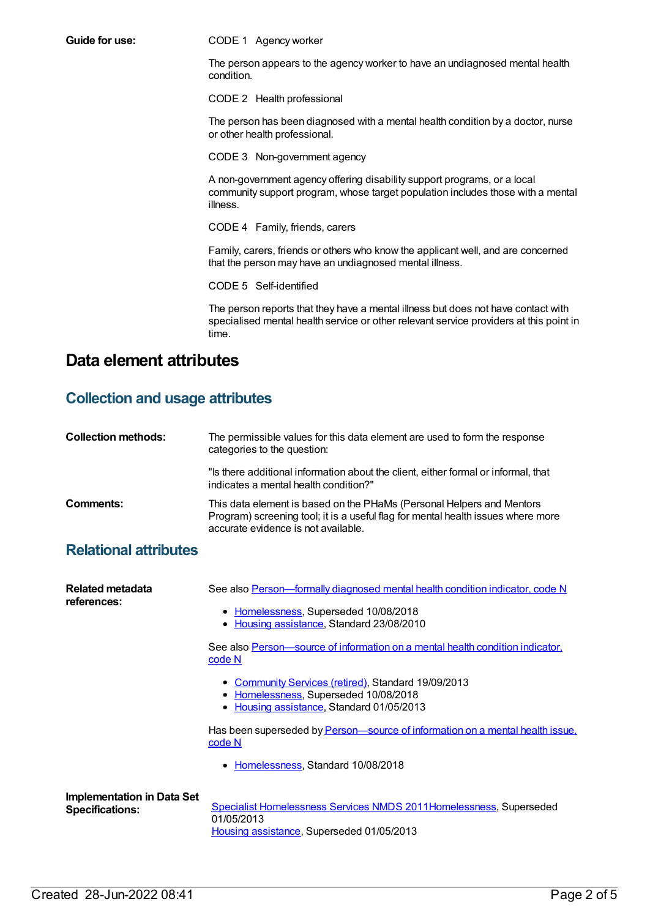**Guide for use:**

CODE 1 Agency worker

The person appears to the agency worker to have an undiagnosed mental health condition.

CODE 2 Health professional

The person has been diagnosed with a mental health condition by a doctor, nurse or other health professional.

CODE 3 Non-government agency

A non-government agency offering disability support programs, or a local community support program, whose target population includes those with a mental illness.

CODE 4 Family, friends, carers

Family, carers, friends or others who know the applicant well, and are concerned that the person may have an undiagnosed mental illness.

CODE 5 Self-identified

The person reports that they have a mental illness but does not have contact with specialised mental health service or other relevant service providers at this point in time.

# Data element attributes

## Collection and usage attributes

**Collection methods:**

The permissible values for this data element are used to form the response categories to the question:

"Is there additional information about the client, either formal or informal, that indicates a mental health condition?"

**Comments:**

This data element is based on the PHaMs (Personal Helpers and Mentors Program) screening tool; it is a useful flag for mental health issues where more accurate evidence is not available.

## Relational attributes

**Related metadata references:**

See also Person—formally diagnosed mental health condition indicator, code N

- Homelessness, Superseded 10/08/2018
- Housing assistance, Standard 23/08/2010

See also Person—source of information on a mental health condition indicator, code N

- Community Services (retired), Standard 19/09/2013
- Homelessness, Superseded 10/08/2018
- Housing assistance, Standard 01/05/2013

Has been superseded by Person—source of information on a mental health issue, code N

- Homelessness, Standard 10/08/2018

**Implementation in Data Set Specifications:**

Specialist Homelessness Services NMDS 2011Homelessness, Superseded 01/05/2013
Housing assistance, Superseded 01/05/2013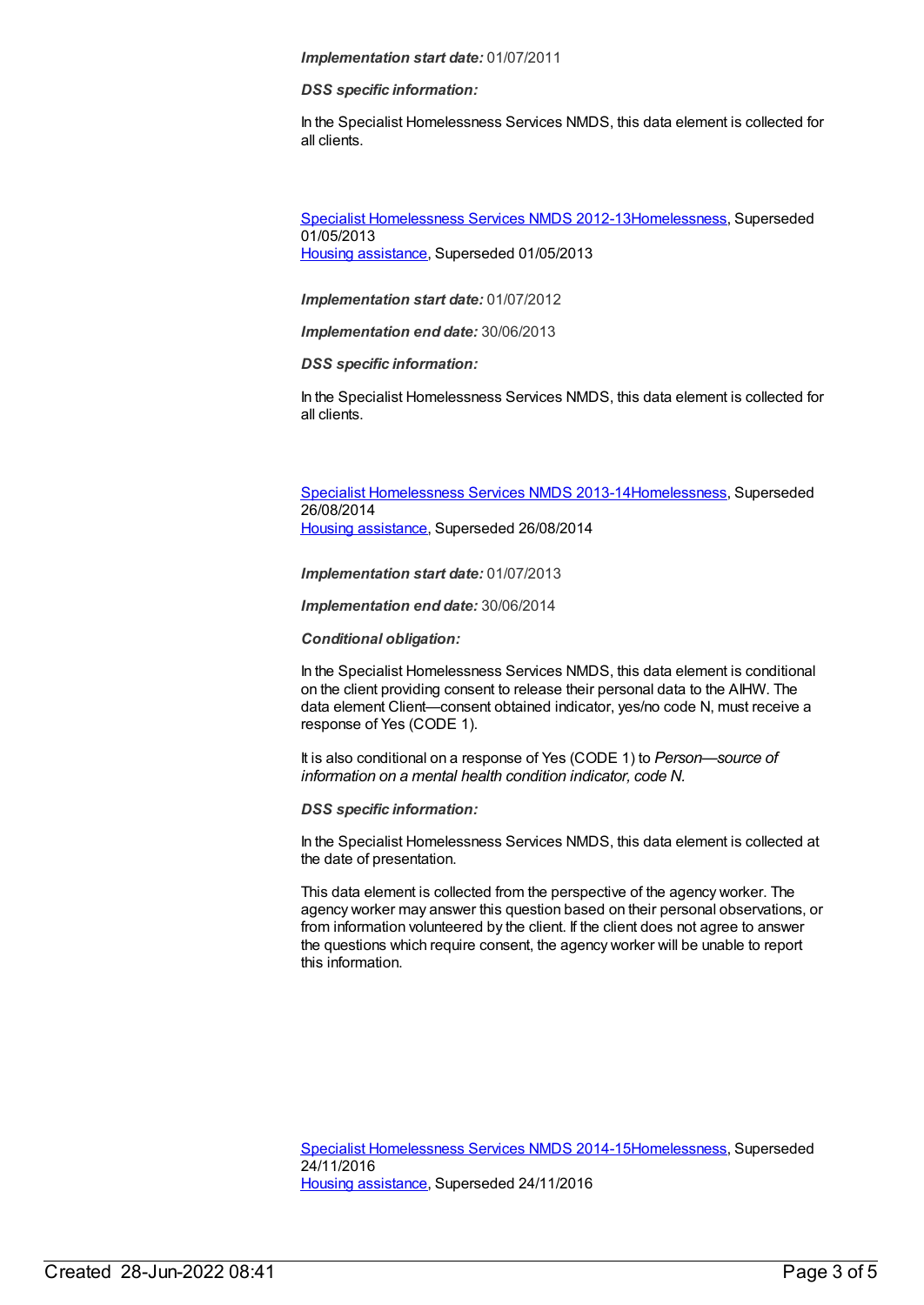***Implementation start date:*** 01/07/2011

***DSS specific information:***

In the Specialist Homelessness Services NMDS, this data element is collected for all clients.

[Specialist Homelessness Services NMDS 2012-13Homelessness](#), Superseded 01/05/2013
[Housing assistance](#), Superseded 01/05/2013

***Implementation start date:*** 01/07/2012

***Implementation end date:*** 30/06/2013

***DSS specific information:***

In the Specialist Homelessness Services NMDS, this data element is collected for all clients.

[Specialist Homelessness Services NMDS 2013-14Homelessness](#), Superseded 26/08/2014
[Housing assistance](#), Superseded 26/08/2014

***Implementation start date:*** 01/07/2013

***Implementation end date:*** 30/06/2014

***Conditional obligation:***

In the Specialist Homelessness Services NMDS, this data element is conditional on the client providing consent to release their personal data to the AIHW. The data element Client—consent obtained indicator, yes/no code N, must receive a response of Yes (CODE 1).

It is also conditional on a response of Yes (CODE 1) to *Person—source of information on a mental health condition indicator, code N.*

***DSS specific information:***

In the Specialist Homelessness Services NMDS, this data element is collected at the date of presentation.

This data element is collected from the perspective of the agency worker. The agency worker may answer this question based on their personal observations, or from information volunteered by the client. If the client does not agree to answer the questions which require consent, the agency worker will be unable to report this information.

[Specialist Homelessness Services NMDS 2014-15Homelessness](#), Superseded 24/11/2016
[Housing assistance](#), Superseded 24/11/2016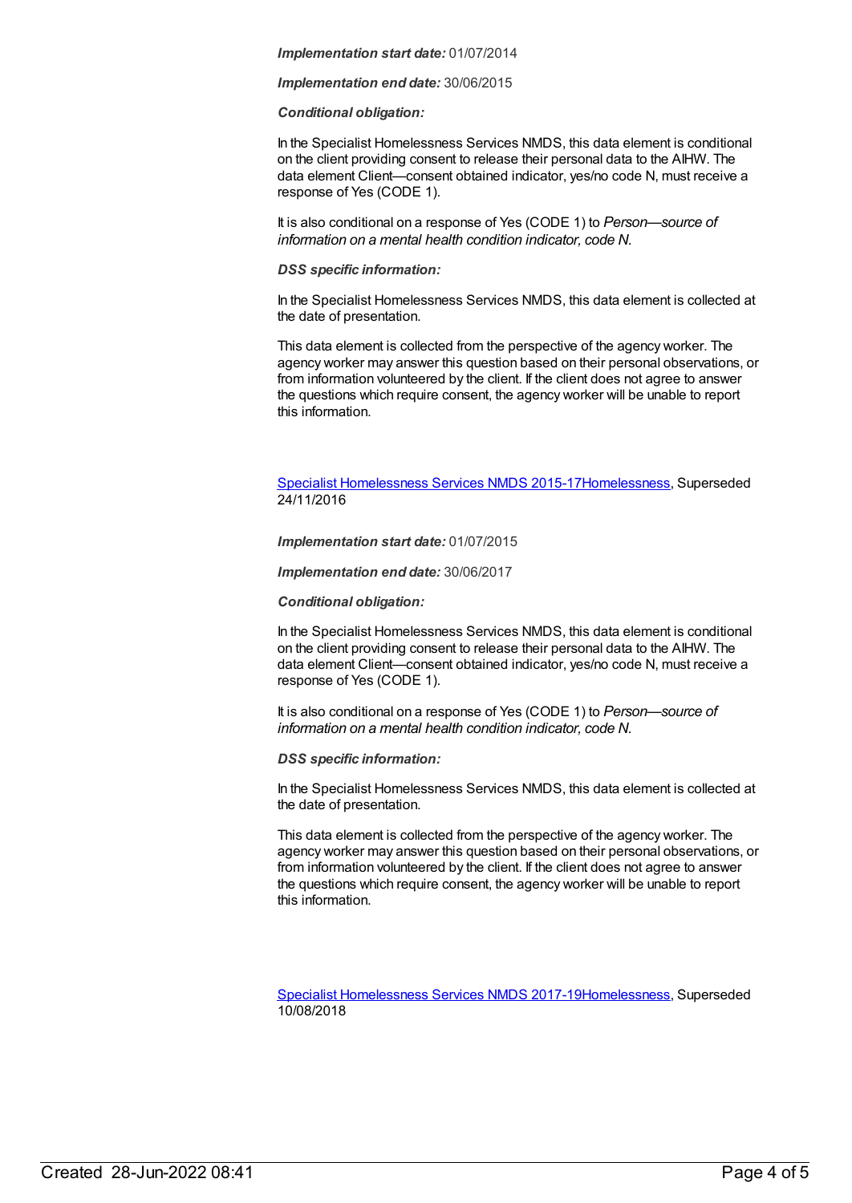***Implementation start date:*** 01/07/2014

***Implementation end date:*** 30/06/2015

***Conditional obligation:***

In the Specialist Homelessness Services NMDS, this data element is conditional on the client providing consent to release their personal data to the AIHW. The data element Client—consent obtained indicator, yes/no code N, must receive a response of Yes (CODE 1).

It is also conditional on a response of Yes (CODE 1) to *Person—source of information on a mental health condition indicator, code N.*

***DSS specific information:***

In the Specialist Homelessness Services NMDS, this data element is collected at the date of presentation.

This data element is collected from the perspective of the agency worker. The agency worker may answer this question based on their personal observations, or from information volunteered by the client. If the client does not agree to answer the questions which require consent, the agency worker will be unable to report this information.

[Specialist Homelessness Services NMDS 2015-17Homelessness](), Superseded 24/11/2016

***Implementation start date:*** 01/07/2015

***Implementation end date:*** 30/06/2017

***Conditional obligation:***

In the Specialist Homelessness Services NMDS, this data element is conditional on the client providing consent to release their personal data to the AIHW. The data element Client—consent obtained indicator, yes/no code N, must receive a response of Yes (CODE 1).

It is also conditional on a response of Yes (CODE 1) to *Person—source of information on a mental health condition indicator, code N.*

***DSS specific information:***

In the Specialist Homelessness Services NMDS, this data element is collected at the date of presentation.

This data element is collected from the perspective of the agency worker. The agency worker may answer this question based on their personal observations, or from information volunteered by the client. If the client does not agree to answer the questions which require consent, the agency worker will be unable to report this information.

[Specialist Homelessness Services NMDS 2017-19Homelessness](), Superseded 10/08/2018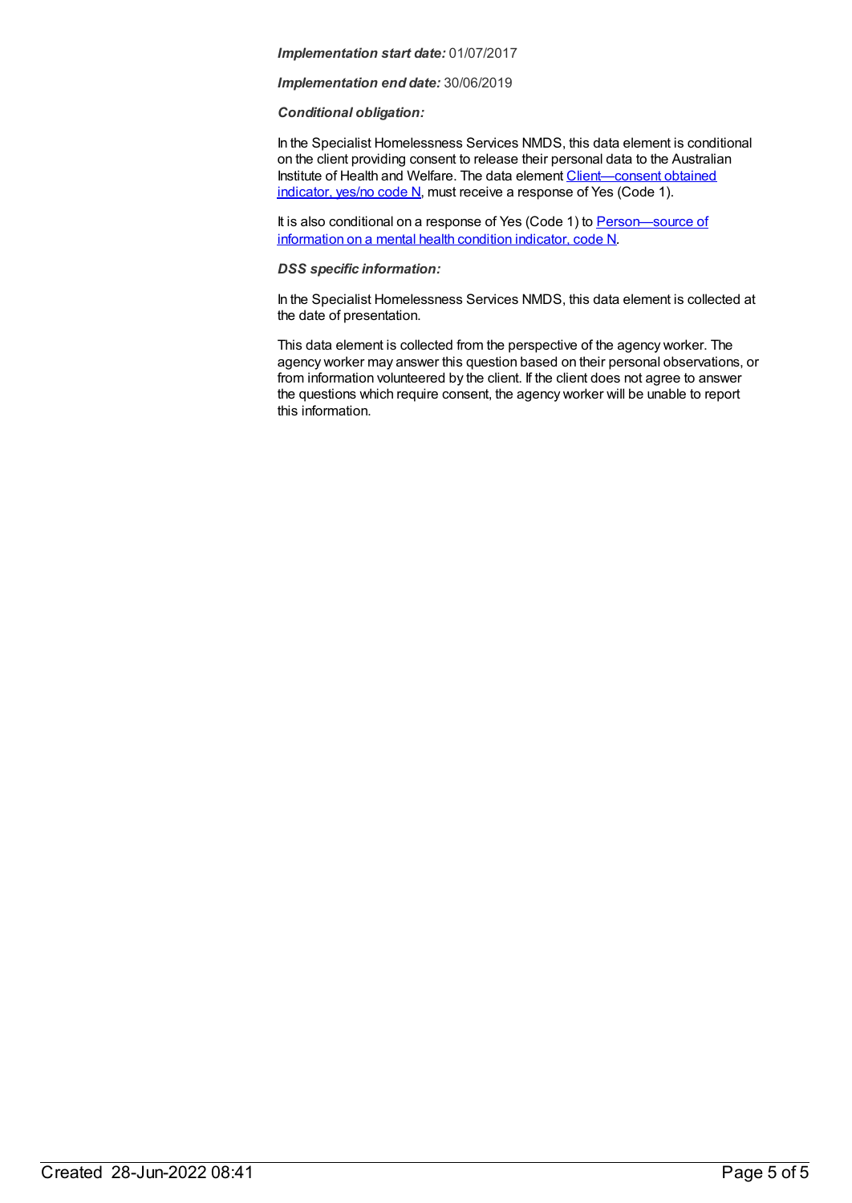***Implementation start date:*** 01/07/2017

***Implementation end date:*** 30/06/2019

***Conditional obligation:***

In the Specialist Homelessness Services NMDS, this data element is conditional on the client providing consent to release their personal data to the Australian Institute of Health and Welfare. The data element Client—consent obtained indicator, yes/no code N, must receive a response of Yes (Code 1).

It is also conditional on a response of Yes (Code 1) to Person—source of information on a mental health condition indicator, code N.

***DSS specific information:***

In the Specialist Homelessness Services NMDS, this data element is collected at the date of presentation.

This data element is collected from the perspective of the agency worker. The agency worker may answer this question based on their personal observations, or from information volunteered by the client. If the client does not agree to answer the questions which require consent, the agency worker will be unable to report this information.